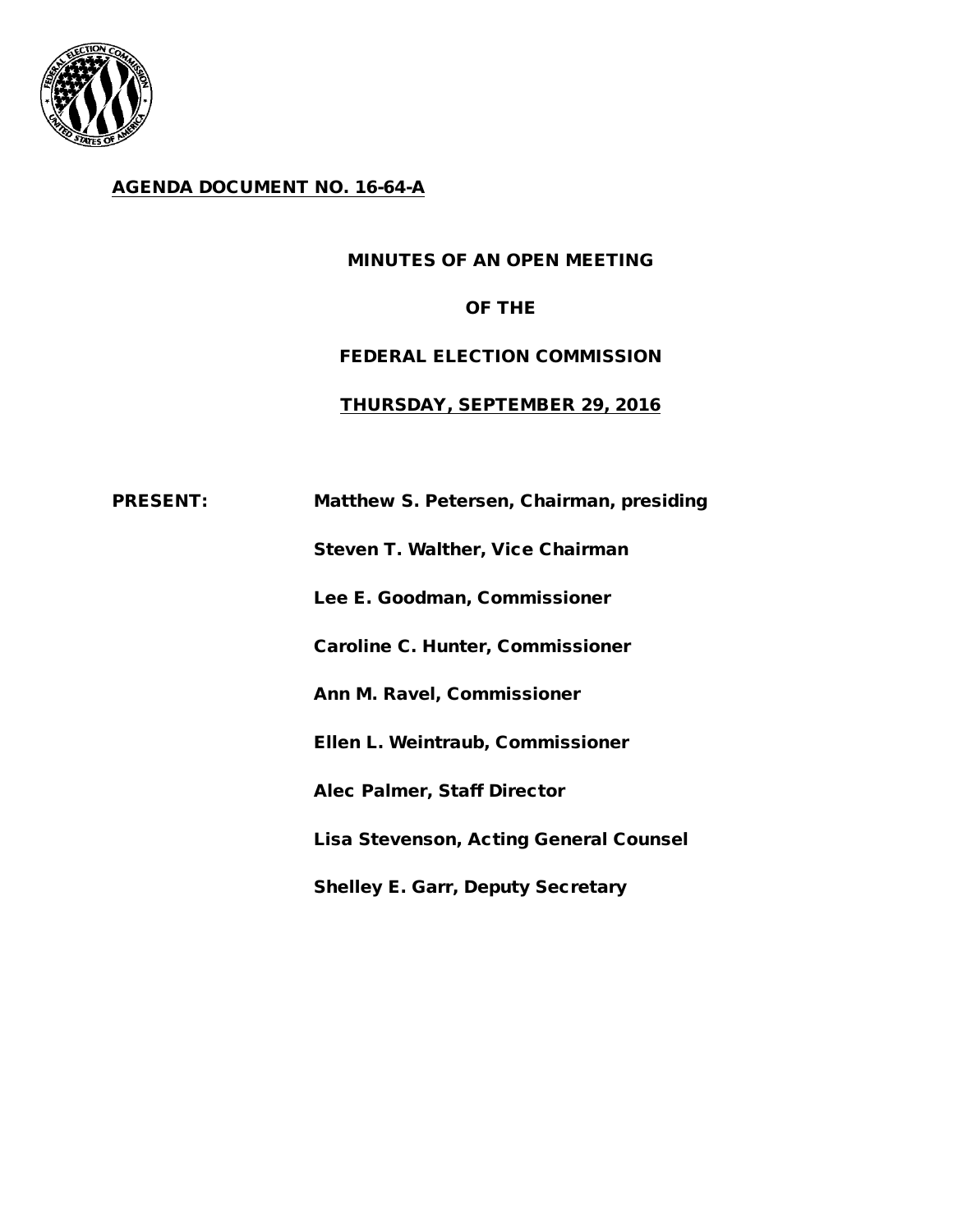**AGENDA DOCUMENT NO. 16-64-A**

# MINUTES OF AN OPEN MEETING

# OF THE

# FEDERAL ELECTION COMMISSION

## THURSDAY, SEPTEMBER 29, 2016

**PRESENT:** Matthew S. Petersen, Chairman, presiding

Steven T. Walther, Vice Chairman

Lee E. Goodman, Commissioner

Caroline C. Hunter, Commissioner

Ann M. Ravel, Commissioner

Ellen L. Weintraub, Commissioner

Alec Palmer, Staff Director

Lisa Stevenson, Acting General Counsel

Shelley E. Garr, Deputy Secretary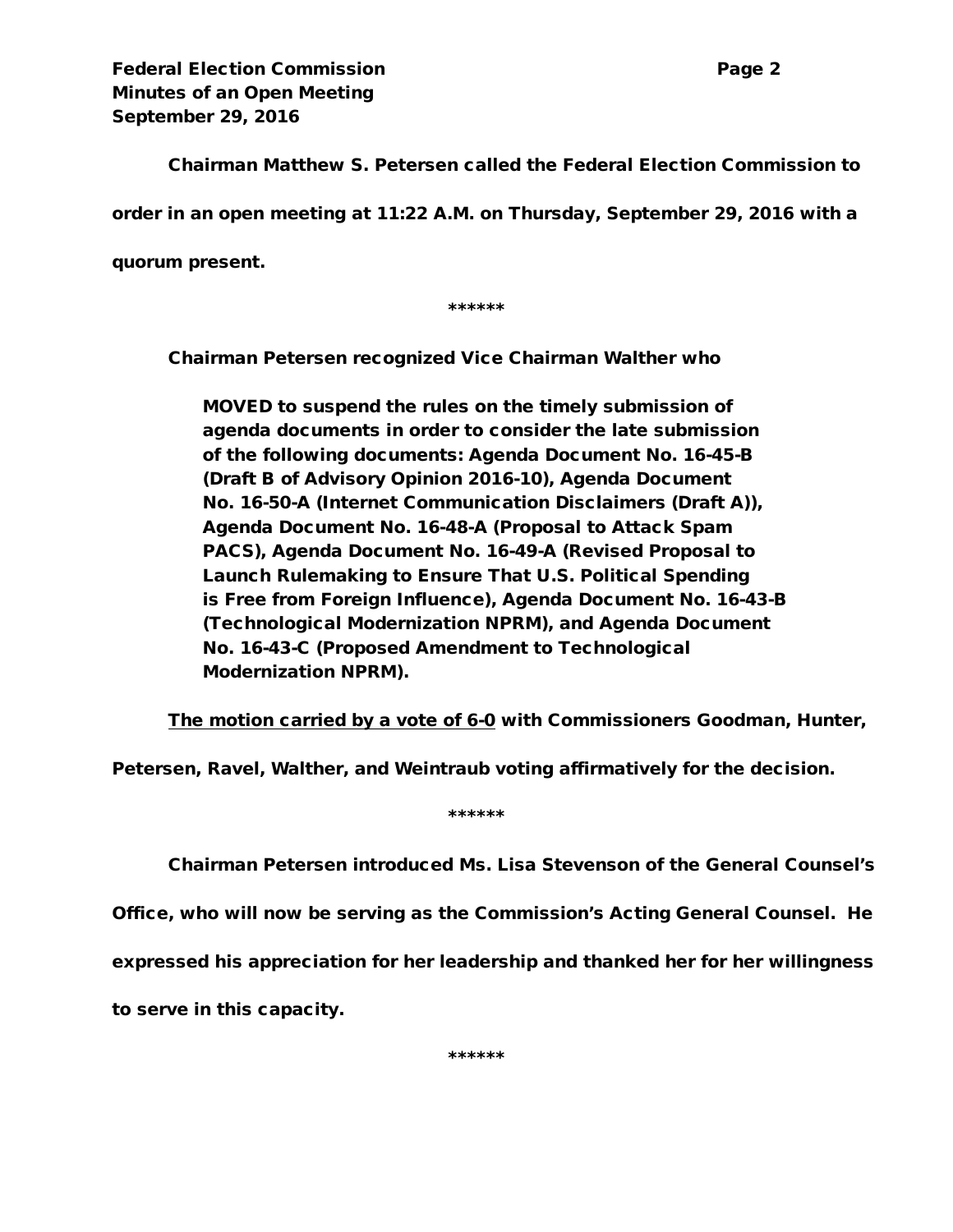Chairman Matthew S. Petersen called the Federal Election Commission to order in an open meeting at 11:22 A.M. on Thursday, September 29, 2016 with a quorum present.

******

Chairman Petersen recognized Vice Chairman Walther who

> MOVED to suspend the rules on the timely submission of agenda documents in order to consider the late submission of the following documents: Agenda Document No. 16-45-B (Draft B of Advisory Opinion 2016-10), Agenda Document No. 16-50-A (Internet Communication Disclaimers (Draft A)), Agenda Document No. 16-48-A (Proposal to Attack Spam PACS), Agenda Document No. 16-49-A (Revised Proposal to Launch Rulemaking to Ensure That U.S. Political Spending is Free from Foreign Influence), Agenda Document No. 16-43-B (Technological Modernization NPRM), and Agenda Document No. 16-43-C (Proposed Amendment to Technological Modernization NPRM).

<u>The motion carried by a vote of 6-0</u> with Commissioners Goodman, Hunter, Petersen, Ravel, Walther, and Weintraub voting affirmatively for the decision.

******

Chairman Petersen introduced Ms. Lisa Stevenson of the General Counsel's Office, who will now be serving as the Commission's Acting General Counsel. He expressed his appreciation for her leadership and thanked her for her willingness to serve in this capacity.

******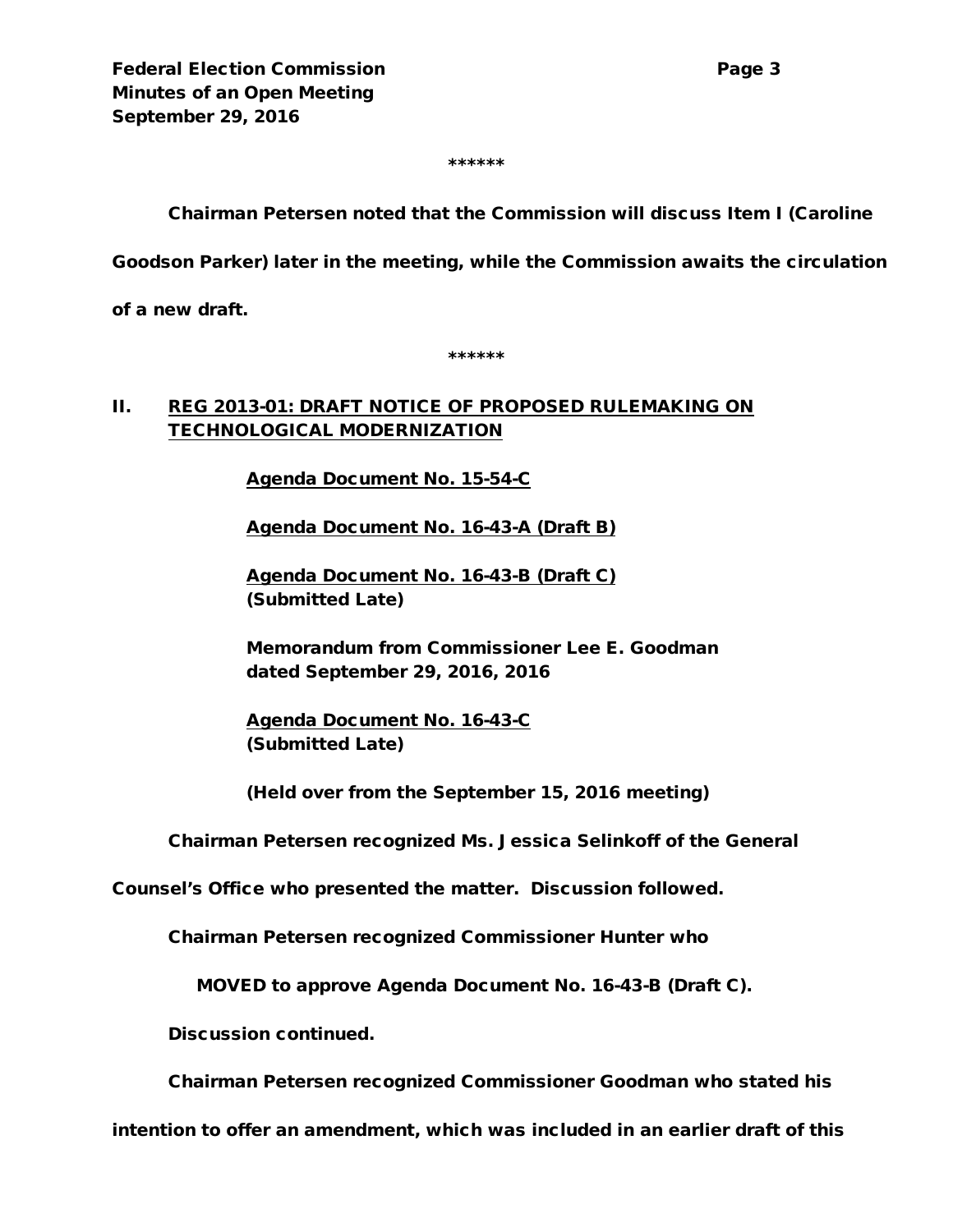\*\*\*\*\*\*

Chairman Petersen noted that the Commission will discuss Item I (Caroline Goodson Parker) later in the meeting, while the Commission awaits the circulation of a new draft.

\*\*\*\*\*\*

## II. REG 2013-01: DRAFT NOTICE OF PROPOSED RULEMAKING ON TECHNOLOGICAL MODERNIZATION

Agenda Document No. 15-54-C

Agenda Document No. 16-43-A (Draft B)

Agenda Document No. 16-43-B (Draft C)
(Submitted Late)

Memorandum from Commissioner Lee E. Goodman dated September 29, 2016, 2016

Agenda Document No. 16-43-C
(Submitted Late)

(Held over from the September 15, 2016 meeting)

Chairman Petersen recognized Ms. Jessica Selinkoff of the General Counsel's Office who presented the matter. Discussion followed.

Chairman Petersen recognized Commissioner Hunter who

MOVED to approve Agenda Document No. 16-43-B (Draft C).

Discussion continued.

Chairman Petersen recognized Commissioner Goodman who stated his intention to offer an amendment, which was included in an earlier draft of this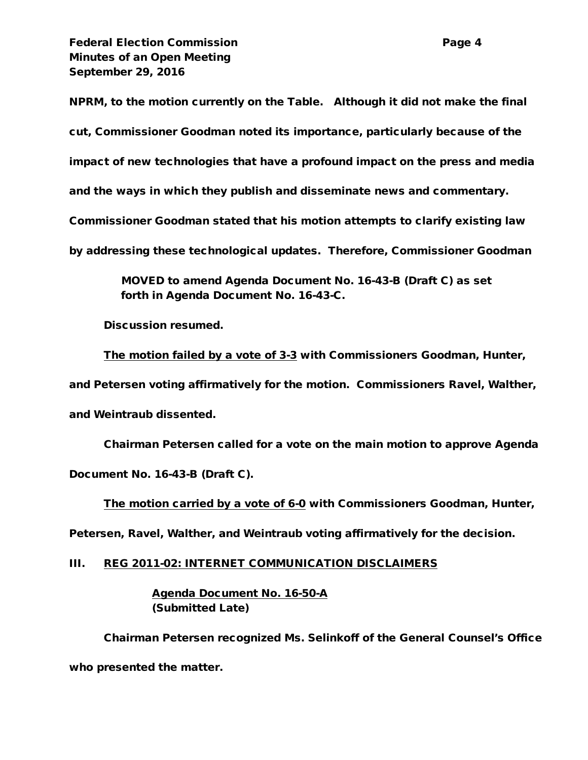NPRM, to the motion currently on the Table. Although it did not make the final cut, Commissioner Goodman noted its importance, particularly because of the impact of new technologies that have a profound impact on the press and media and the ways in which they publish and disseminate news and commentary. Commissioner Goodman stated that his motion attempts to clarify existing law by addressing these technological updates. Therefore, Commissioner Goodman

> MOVED to amend Agenda Document No. 16-43-B (Draft C) as set forth in Agenda Document No. 16-43-C.

Discussion resumed.

The motion failed by a vote of 3-3 with Commissioners Goodman, Hunter, and Petersen voting affirmatively for the motion. Commissioners Ravel, Walther, and Weintraub dissented.

Chairman Petersen called for a vote on the main motion to approve Agenda Document No. 16-43-B (Draft C).

The motion carried by a vote of 6-0 with Commissioners Goodman, Hunter, Petersen, Ravel, Walther, and Weintraub voting affirmatively for the decision.

## III. REG 2011-02: INTERNET COMMUNICATION DISCLAIMERS

**Agenda Document No. 16-50-A**
**(Submitted Late)**

Chairman Petersen recognized Ms. Selinkoff of the General Counsel's Office who presented the matter.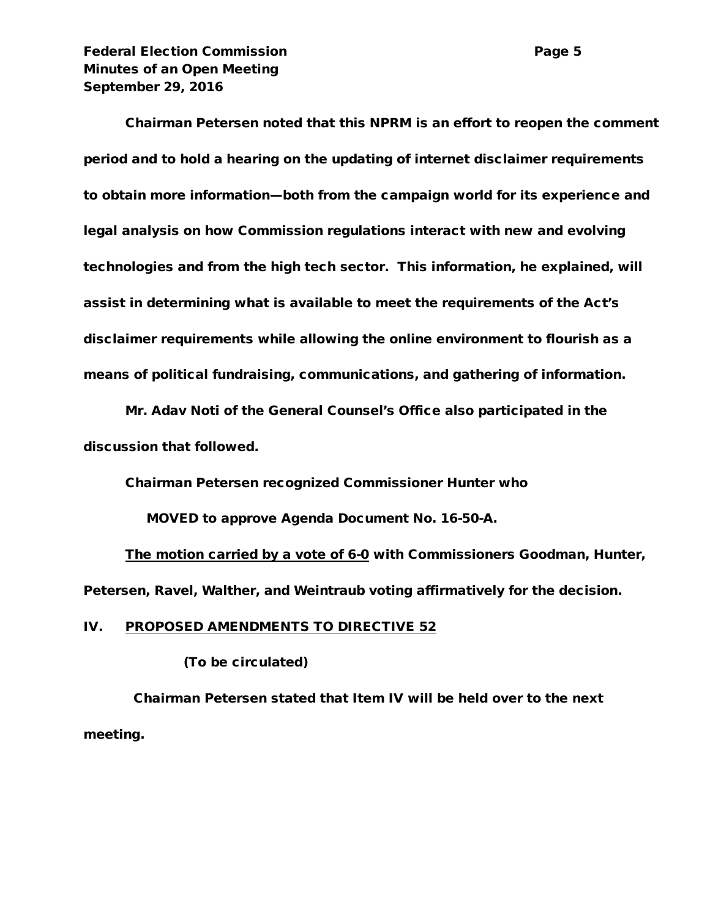Chairman Petersen noted that this NPRM is an effort to reopen the comment period and to hold a hearing on the updating of internet disclaimer requirements to obtain more information—both from the campaign world for its experience and legal analysis on how Commission regulations interact with new and evolving technologies and from the high tech sector. This information, he explained, will assist in determining what is available to meet the requirements of the Act's disclaimer requirements while allowing the online environment to flourish as a means of political fundraising, communications, and gathering of information.

Mr. Adav Noti of the General Counsel's Office also participated in the discussion that followed.

Chairman Petersen recognized Commissioner Hunter who

MOVED to approve Agenda Document No. 16-50-A.

The motion carried by a vote of 6-0 with Commissioners Goodman, Hunter, Petersen, Ravel, Walther, and Weintraub voting affirmatively for the decision.

## IV. PROPOSED AMENDMENTS TO DIRECTIVE 52

(To be circulated)

Chairman Petersen stated that Item IV will be held over to the next meeting.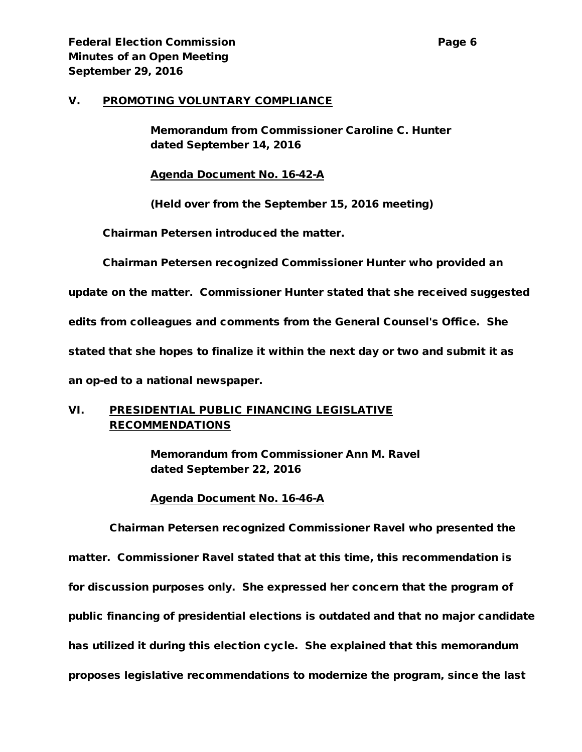## V. PROMOTING VOLUNTARY COMPLIANCE

**Memorandum from Commissioner Caroline C. Hunter dated September 14, 2016**

**Agenda Document No. 16-42-A**

**(Held over from the September 15, 2016 meeting)**

Chairman Petersen introduced the matter.

Chairman Petersen recognized Commissioner Hunter who provided an update on the matter. Commissioner Hunter stated that she received suggested edits from colleagues and comments from the General Counsel's Office. She stated that she hopes to finalize it within the next day or two and submit it as an op-ed to a national newspaper.

## VI. PRESIDENTIAL PUBLIC FINANCING LEGISLATIVE RECOMMENDATIONS

**Memorandum from Commissioner Ann M. Ravel dated September 22, 2016**

**Agenda Document No. 16-46-A**

Chairman Petersen recognized Commissioner Ravel who presented the matter. Commissioner Ravel stated that at this time, this recommendation is for discussion purposes only. She expressed her concern that the program of public financing of presidential elections is outdated and that no major candidate has utilized it during this election cycle. She explained that this memorandum proposes legislative recommendations to modernize the program, since the last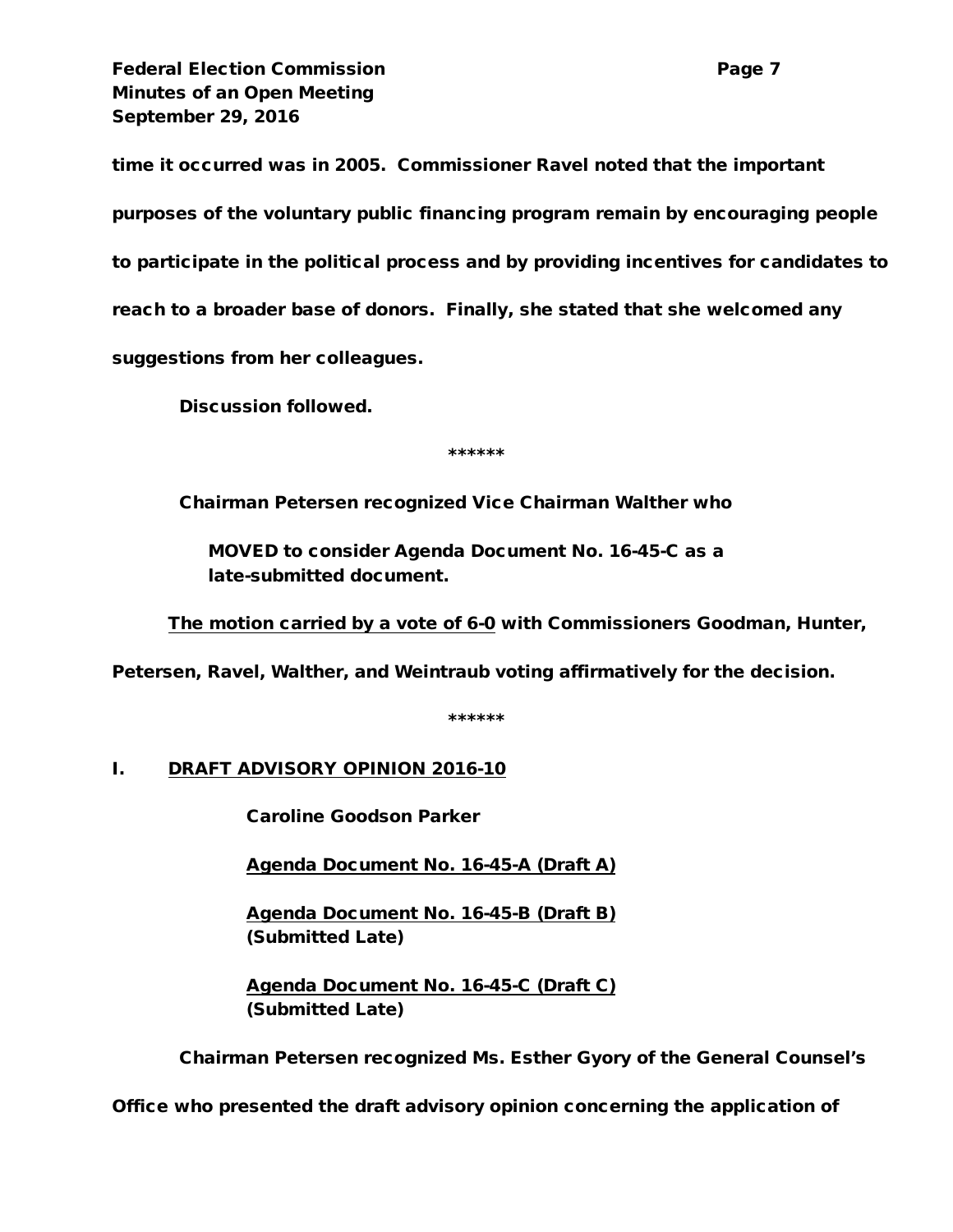time it occurred was in 2005. Commissioner Ravel noted that the important purposes of the voluntary public financing program remain by encouraging people to participate in the political process and by providing incentives for candidates to reach to a broader base of donors. Finally, she stated that she welcomed any suggestions from her colleagues.

Discussion followed.

******

Chairman Petersen recognized Vice Chairman Walther who

> MOVED to consider Agenda Document No. 16-45-C as a late-submitted document.

<u>The motion carried by a vote of 6-0</u> with Commissioners Goodman, Hunter, Petersen, Ravel, Walther, and Weintraub voting affirmatively for the decision.

******

## I. <u>DRAFT ADVISORY OPINION 2016-10</u>

Caroline Goodson Parker

<u>Agenda Document No. 16-45-A (Draft A)</u>

<u>Agenda Document No. 16-45-B (Draft B)</u>
(Submitted Late)

<u>Agenda Document No. 16-45-C (Draft C)</u>
(Submitted Late)

Chairman Petersen recognized Ms. Esther Gyory of the General Counsel's Office who presented the draft advisory opinion concerning the application of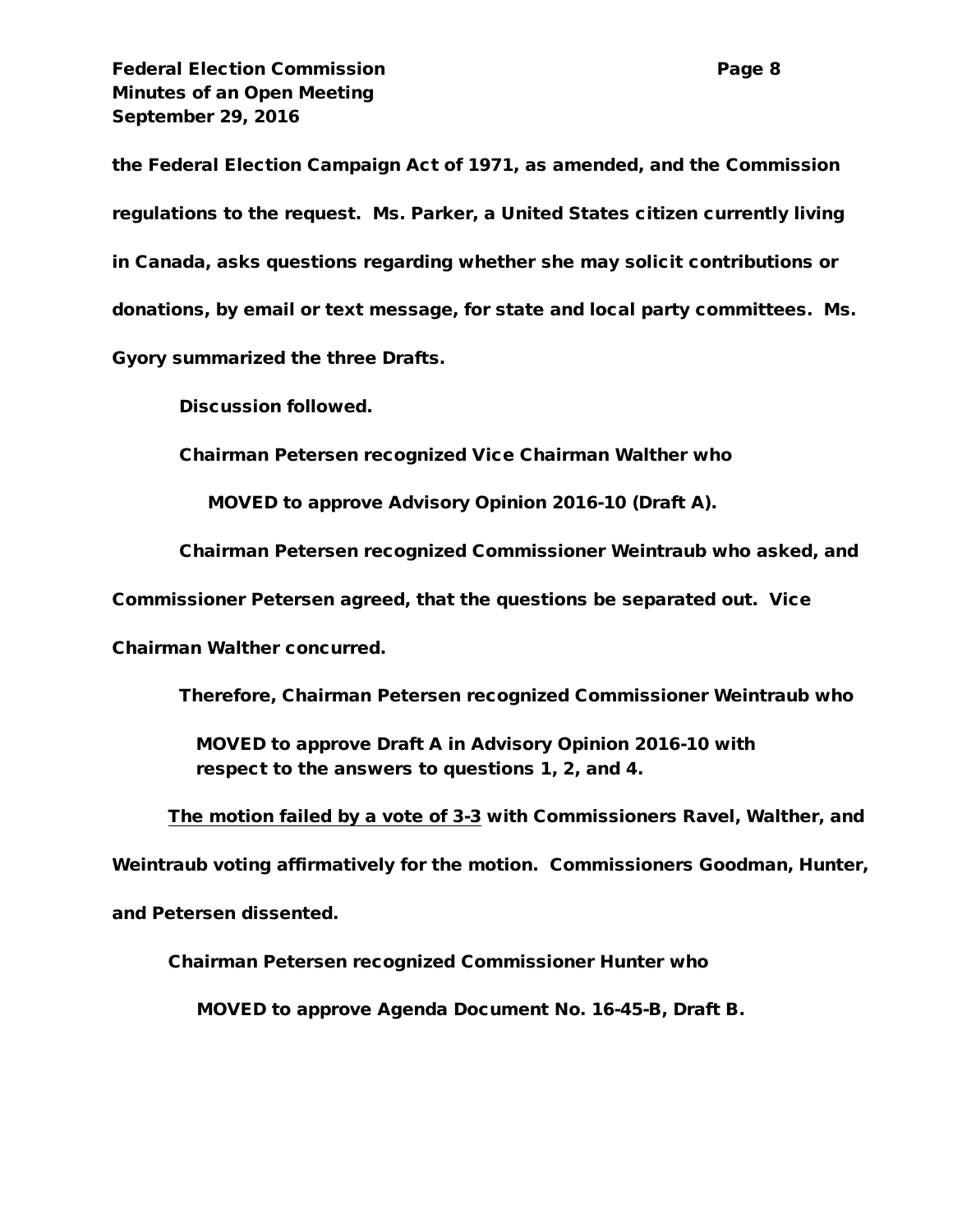the Federal Election Campaign Act of 1971, as amended, and the Commission regulations to the request. Ms. Parker, a United States citizen currently living in Canada, asks questions regarding whether she may solicit contributions or donations, by email or text message, for state and local party committees. Ms. Gyory summarized the three Drafts.

Discussion followed.

Chairman Petersen recognized Vice Chairman Walther who

MOVED to approve Advisory Opinion 2016-10 (Draft A).

Chairman Petersen recognized Commissioner Weintraub who asked, and Commissioner Petersen agreed, that the questions be separated out. Vice Chairman Walther concurred.

Therefore, Chairman Petersen recognized Commissioner Weintraub who

MOVED to approve Draft A in Advisory Opinion 2016-10 with respect to the answers to questions 1, 2, and 4.

The motion failed by a vote of 3-3 with Commissioners Ravel, Walther, and Weintraub voting affirmatively for the motion. Commissioners Goodman, Hunter, and Petersen dissented.

Chairman Petersen recognized Commissioner Hunter who

MOVED to approve Agenda Document No. 16-45-B, Draft B.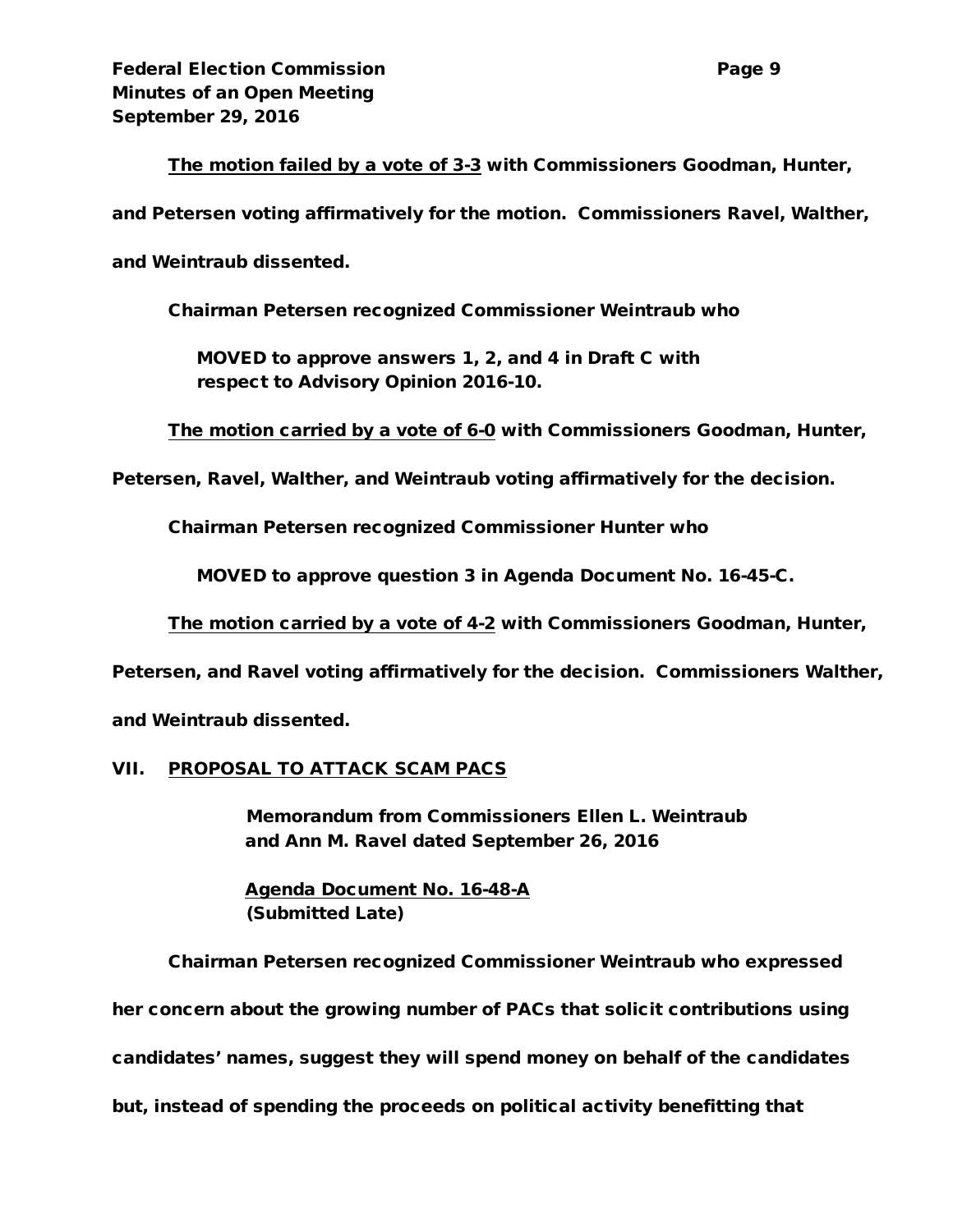The motion failed by a vote of 3-3 with Commissioners Goodman, Hunter, and Petersen voting affirmatively for the motion. Commissioners Ravel, Walther, and Weintraub dissented.

Chairman Petersen recognized Commissioner Weintraub who

> MOVED to approve answers 1, 2, and 4 in Draft C with respect to Advisory Opinion 2016-10.

The motion carried by a vote of 6-0 with Commissioners Goodman, Hunter, Petersen, Ravel, Walther, and Weintraub voting affirmatively for the decision.

Chairman Petersen recognized Commissioner Hunter who

> MOVED to approve question 3 in Agenda Document No. 16-45-C.

The motion carried by a vote of 4-2 with Commissioners Goodman, Hunter, Petersen, and Ravel voting affirmatively for the decision. Commissioners Walther, and Weintraub dissented.

## VII. PROPOSAL TO ATTACK SCAM PACS

Memorandum from Commissioners Ellen L. Weintraub and Ann M. Ravel dated September 26, 2016

Agenda Document No. 16-48-A
(Submitted Late)

Chairman Petersen recognized Commissioner Weintraub who expressed her concern about the growing number of PACs that solicit contributions using candidates' names, suggest they will spend money on behalf of the candidates but, instead of spending the proceeds on political activity benefitting that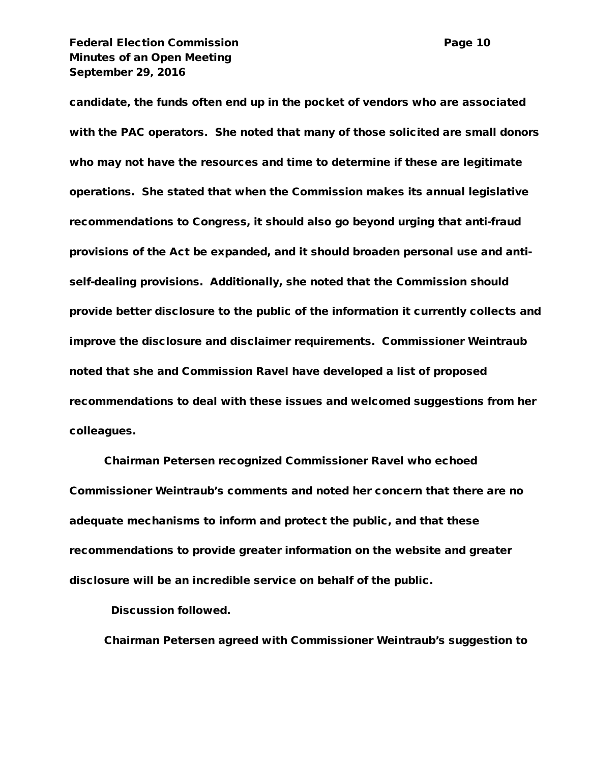candidate, the funds often end up in the pocket of vendors who are associated with the PAC operators. She noted that many of those solicited are small donors who may not have the resources and time to determine if these are legitimate operations. She stated that when the Commission makes its annual legislative recommendations to Congress, it should also go beyond urging that anti-fraud provisions of the Act be expanded, and it should broaden personal use and anti-self-dealing provisions. Additionally, she noted that the Commission should provide better disclosure to the public of the information it currently collects and improve the disclosure and disclaimer requirements. Commissioner Weintraub noted that she and Commission Ravel have developed a list of proposed recommendations to deal with these issues and welcomed suggestions from her colleagues.

Chairman Petersen recognized Commissioner Ravel who echoed Commissioner Weintraub's comments and noted her concern that there are no adequate mechanisms to inform and protect the public, and that these recommendations to provide greater information on the website and greater disclosure will be an incredible service on behalf of the public.

Discussion followed.

Chairman Petersen agreed with Commissioner Weintraub's suggestion to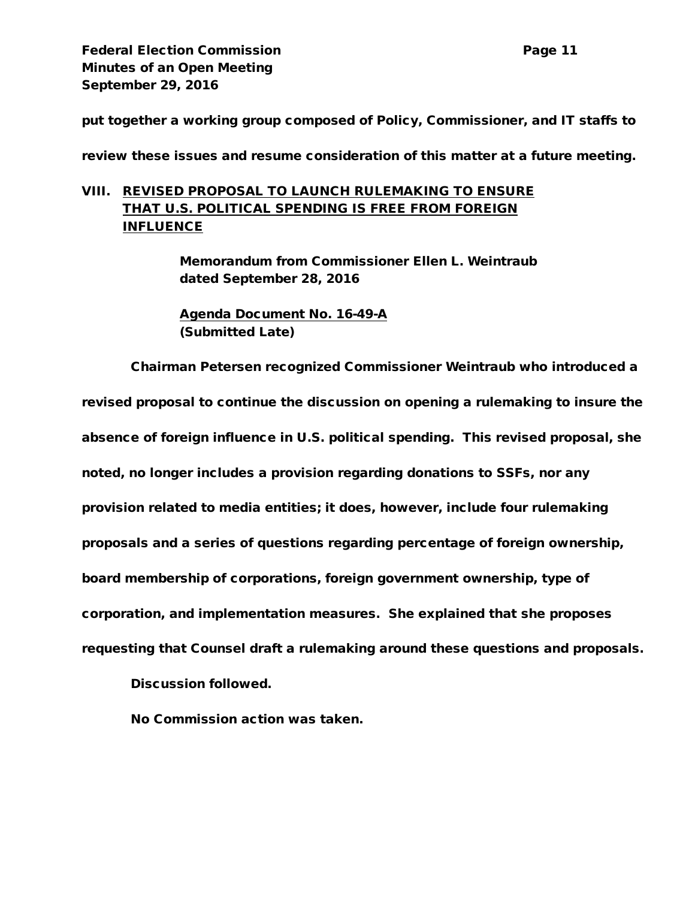put together a working group composed of Policy, Commissioner, and IT staffs to review these issues and resume consideration of this matter at a future meeting.

## VIII. REVISED PROPOSAL TO LAUNCH RULEMAKING TO ENSURE THAT U.S. POLITICAL SPENDING IS FREE FROM FOREIGN INFLUENCE

Memorandum from Commissioner Ellen L. Weintraub dated September 28, 2016

Agenda Document No. 16-49-A
(Submitted Late)

Chairman Petersen recognized Commissioner Weintraub who introduced a revised proposal to continue the discussion on opening a rulemaking to insure the absence of foreign influence in U.S. political spending. This revised proposal, she noted, no longer includes a provision regarding donations to SSFs, nor any provision related to media entities; it does, however, include four rulemaking proposals and a series of questions regarding percentage of foreign ownership, board membership of corporations, foreign government ownership, type of corporation, and implementation measures. She explained that she proposes requesting that Counsel draft a rulemaking around these questions and proposals.

Discussion followed.

No Commission action was taken.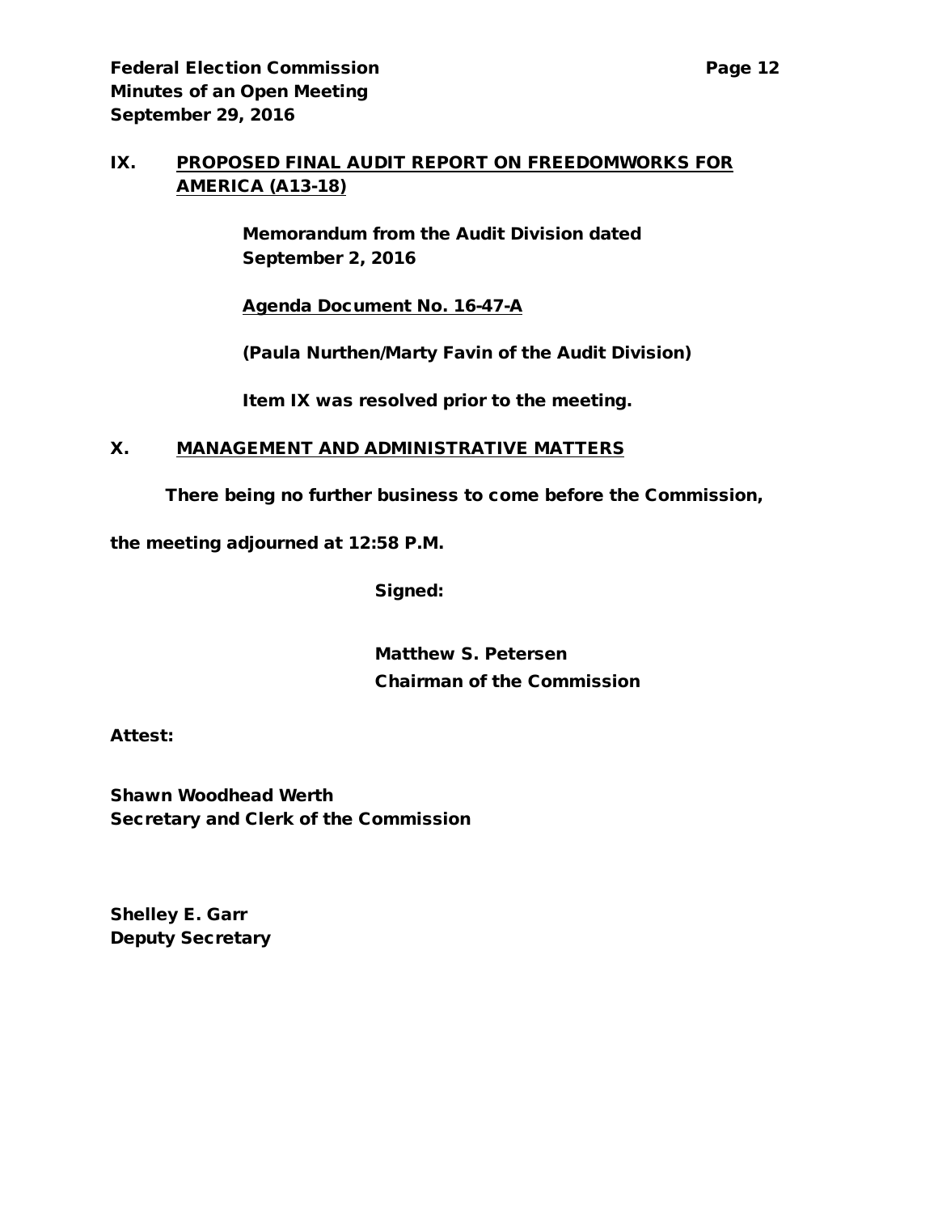## IX. PROPOSED FINAL AUDIT REPORT ON FREEDOMWORKS FOR AMERICA (A13-18)

**Memorandum from the Audit Division dated September 2, 2016**

**Agenda Document No. 16-47-A**

**(Paula Nurthen/Marty Favin of the Audit Division)**

**Item IX was resolved prior to the meeting.**

## X. MANAGEMENT AND ADMINISTRATIVE MATTERS

**There being no further business to come before the Commission, the meeting adjourned at 12:58 P.M.**

**Signed:**

**Matthew S. Petersen**
**Chairman of the Commission**

**Attest:**

**Shawn Woodhead Werth**
**Secretary and Clerk of the Commission**

**Shelley E. Garr**
**Deputy Secretary**